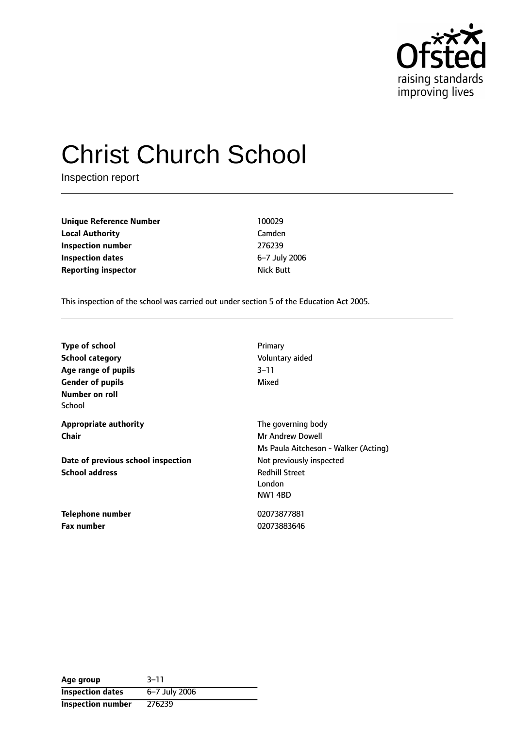# Christ Church School

Inspection report

| | |
|---|---|
| **Unique Reference Number** | 100029 |
| **Local Authority** | Camden |
| **Inspection number** | 276239 |
| **Inspection dates** | 6–7 July 2006 |
| **Reporting inspector** | Nick Butt |

This inspection of the school was carried out under section 5 of the Education Act 2005.

| | |
|---|---|
| **Type of school** | Primary |
| **School category** | Voluntary aided |
| **Age range of pupils** | 3–11 |
| **Gender of pupils** | Mixed |
| **Number on roll** | |
| School | |
| **Appropriate authority** | The governing body |
| **Chair** | Mr Andrew Dowell |
| | Ms Paula Aitcheson - Walker (Acting) |
| **Date of previous school inspection** | Not previously inspected |
| **School address** | Redhill Street<br>London<br>NW1 4BD |
| **Telephone number** | 02073877881 |
| **Fax number** | 02073883646 |

| | |
|---|---|
| **Age group** | 3–11 |
| **Inspection dates** | 6–7 July 2006 |
| **Inspection number** | 276239 |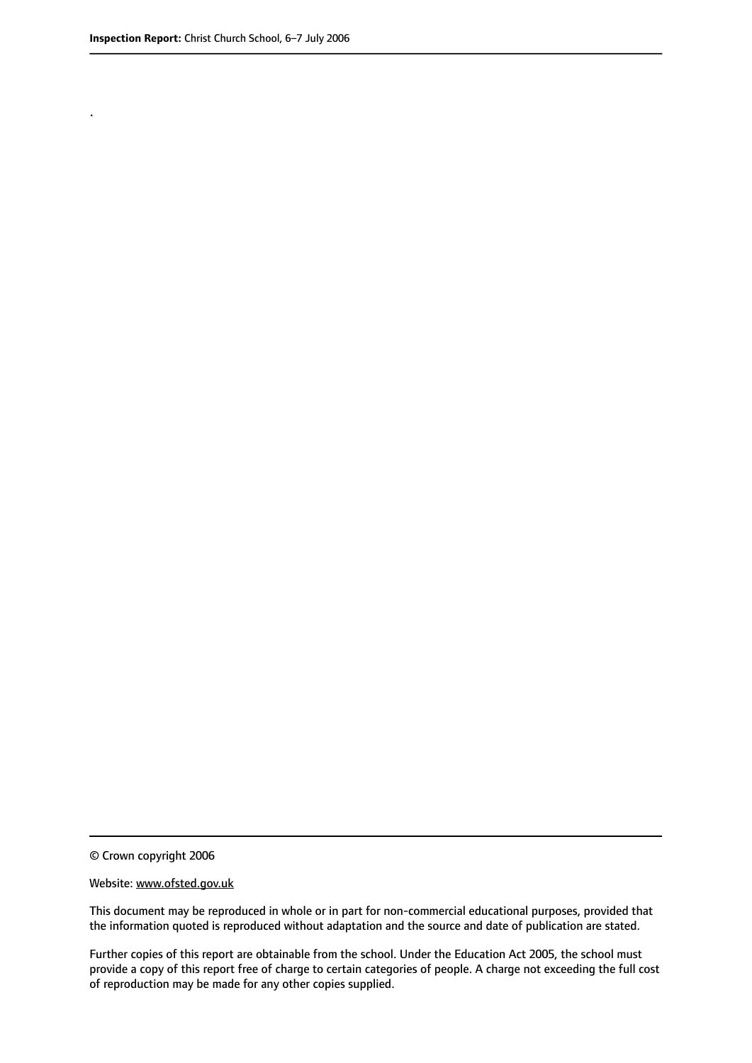.

© Crown copyright 2006

Website: www.ofsted.gov.uk

This document may be reproduced in whole or in part for non-commercial educational purposes, provided that the information quoted is reproduced without adaptation and the source and date of publication are stated.

Further copies of this report are obtainable from the school. Under the Education Act 2005, the school must provide a copy of this report free of charge to certain categories of people. A charge not exceeding the full cost of reproduction may be made for any other copies supplied.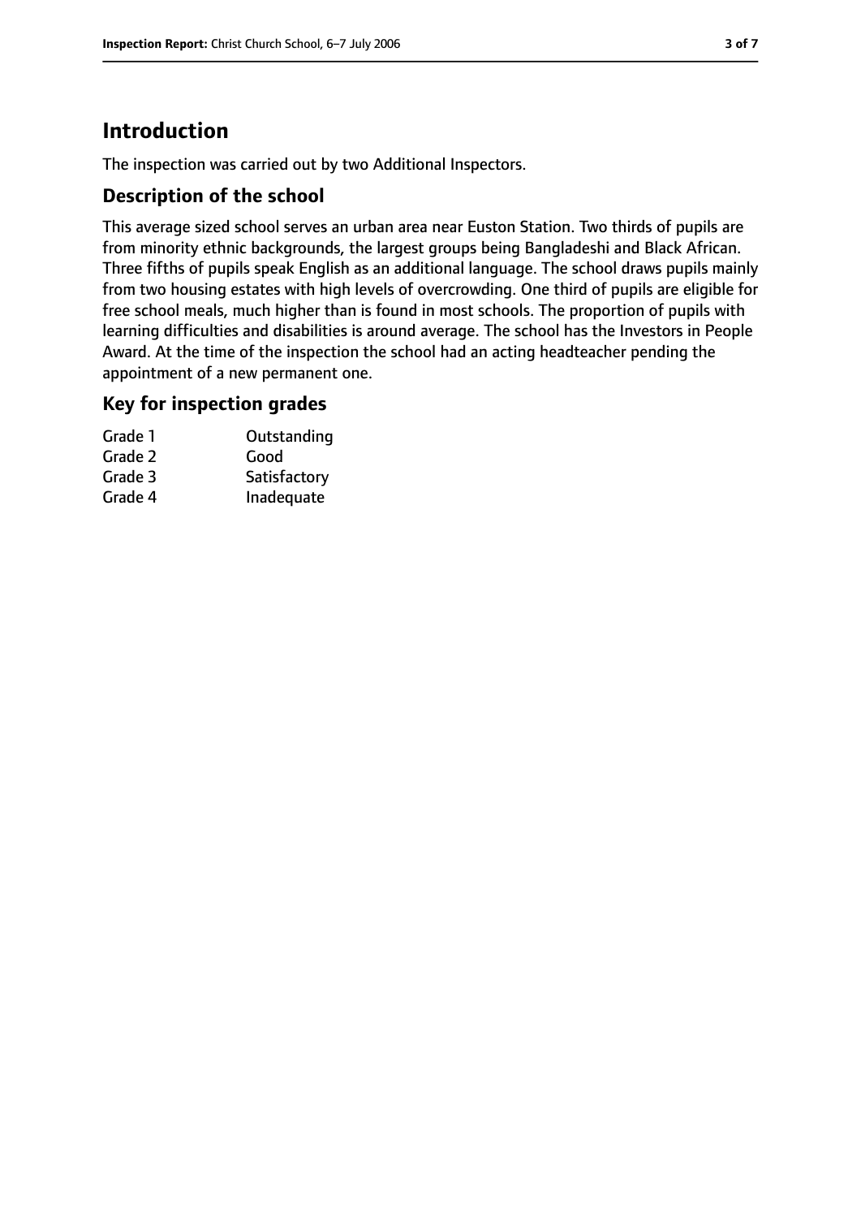# Introduction

The inspection was carried out by two Additional Inspectors.

## Description of the school

This average sized school serves an urban area near Euston Station. Two thirds of pupils are from minority ethnic backgrounds, the largest groups being Bangladeshi and Black African. Three fifths of pupils speak English as an additional language. The school draws pupils mainly from two housing estates with high levels of overcrowding. One third of pupils are eligible for free school meals, much higher than is found in most schools. The proportion of pupils with learning difficulties and disabilities is around average. The school has the Investors in People Award. At the time of the inspection the school had an acting headteacher pending the appointment of a new permanent one.

## Key for inspection grades

| | |
|---|---|
| Grade 1 | Outstanding |
| Grade 2 | Good |
| Grade 3 | Satisfactory |
| Grade 4 | Inadequate |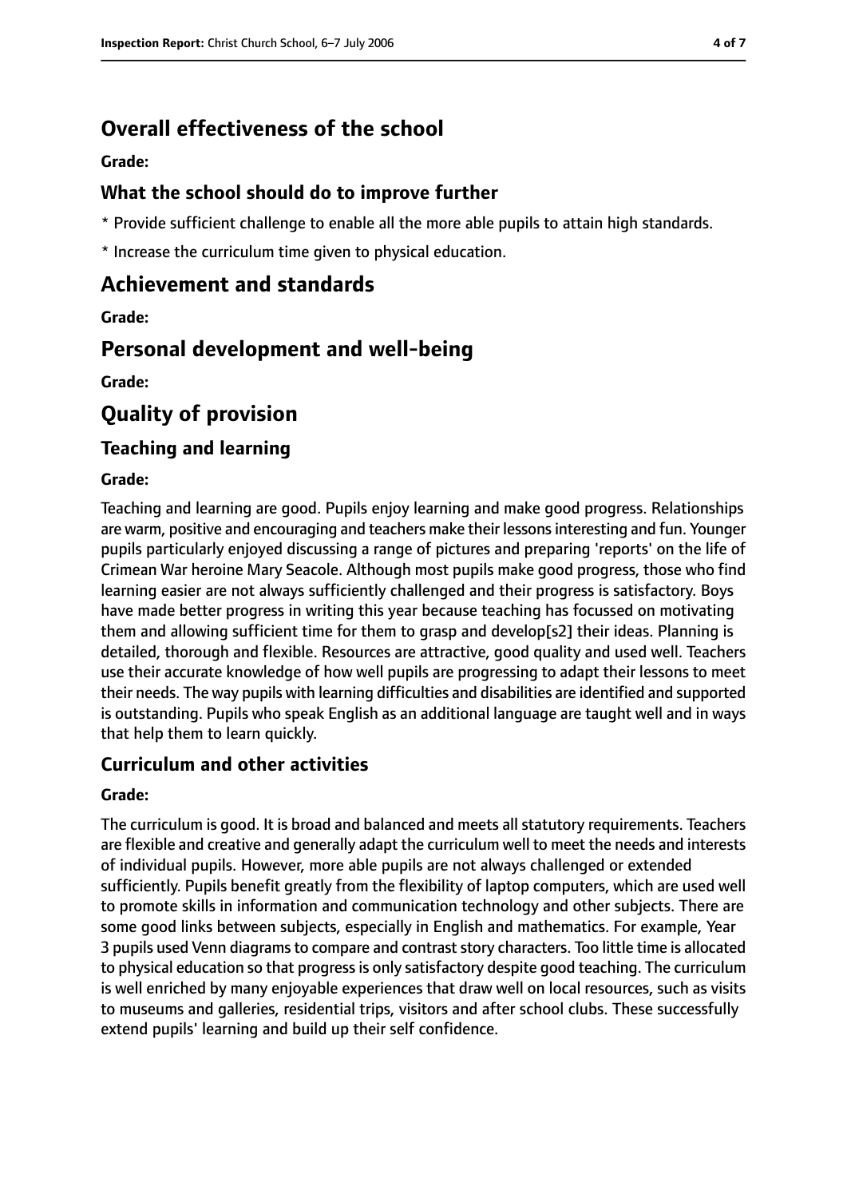# Overall effectiveness of the school

**Grade:**

### What the school should do to improve further

* Provide sufficient challenge to enable all the more able pupils to attain high standards.

* Increase the curriculum time given to physical education.

# Achievement and standards

**Grade:**

# Personal development and well-being

**Grade:**

# Quality of provision

## Teaching and learning

**Grade:**

Teaching and learning are good. Pupils enjoy learning and make good progress. Relationships are warm, positive and encouraging and teachers make their lessons interesting and fun. Younger pupils particularly enjoyed discussing a range of pictures and preparing 'reports' on the life of Crimean War heroine Mary Seacole. Although most pupils make good progress, those who find learning easier are not always sufficiently challenged and their progress is satisfactory. Boys have made better progress in writing this year because teaching has focussed on motivating them and allowing sufficient time for them to grasp and develop[s2] their ideas. Planning is detailed, thorough and flexible. Resources are attractive, good quality and used well. Teachers use their accurate knowledge of how well pupils are progressing to adapt their lessons to meet their needs. The way pupils with learning difficulties and disabilities are identified and supported is outstanding. Pupils who speak English as an additional language are taught well and in ways that help them to learn quickly.

## Curriculum and other activities

**Grade:**

The curriculum is good. It is broad and balanced and meets all statutory requirements. Teachers are flexible and creative and generally adapt the curriculum well to meet the needs and interests of individual pupils. However, more able pupils are not always challenged or extended sufficiently. Pupils benefit greatly from the flexibility of laptop computers, which are used well to promote skills in information and communication technology and other subjects. There are some good links between subjects, especially in English and mathematics. For example, Year 3 pupils used Venn diagrams to compare and contrast story characters. Too little time is allocated to physical education so that progress is only satisfactory despite good teaching. The curriculum is well enriched by many enjoyable experiences that draw well on local resources, such as visits to museums and galleries, residential trips, visitors and after school clubs. These successfully extend pupils' learning and build up their self confidence.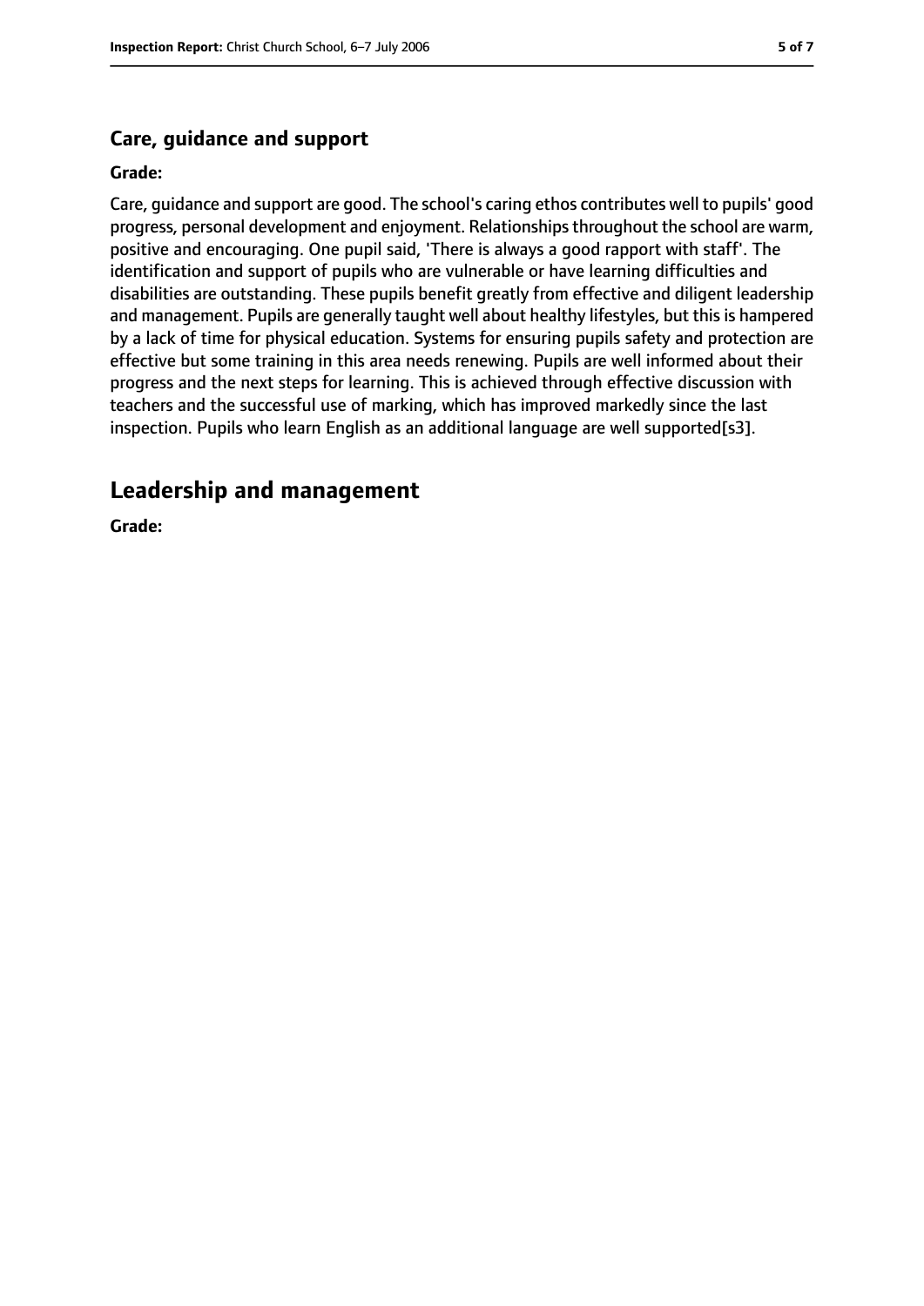## Care, guidance and support

**Grade:**

Care, guidance and support are good. The school's caring ethos contributes well to pupils' good progress, personal development and enjoyment. Relationships throughout the school are warm, positive and encouraging. One pupil said, 'There is always a good rapport with staff'. The identification and support of pupils who are vulnerable or have learning difficulties and disabilities are outstanding. These pupils benefit greatly from effective and diligent leadership and management. Pupils are generally taught well about healthy lifestyles, but this is hampered by a lack of time for physical education. Systems for ensuring pupils safety and protection are effective but some training in this area needs renewing. Pupils are well informed about their progress and the next steps for learning. This is achieved through effective discussion with teachers and the successful use of marking, which has improved markedly since the last inspection. Pupils who learn English as an additional language are well supported[s3].

# Leadership and management

**Grade:**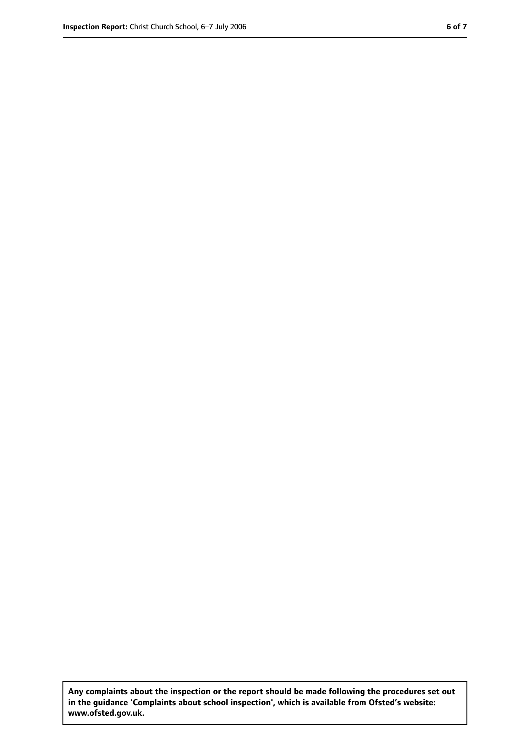**Any complaints about the inspection or the report should be made following the procedures set out in the guidance 'Complaints about school inspection', which is available from Ofsted's website: www.ofsted.gov.uk.**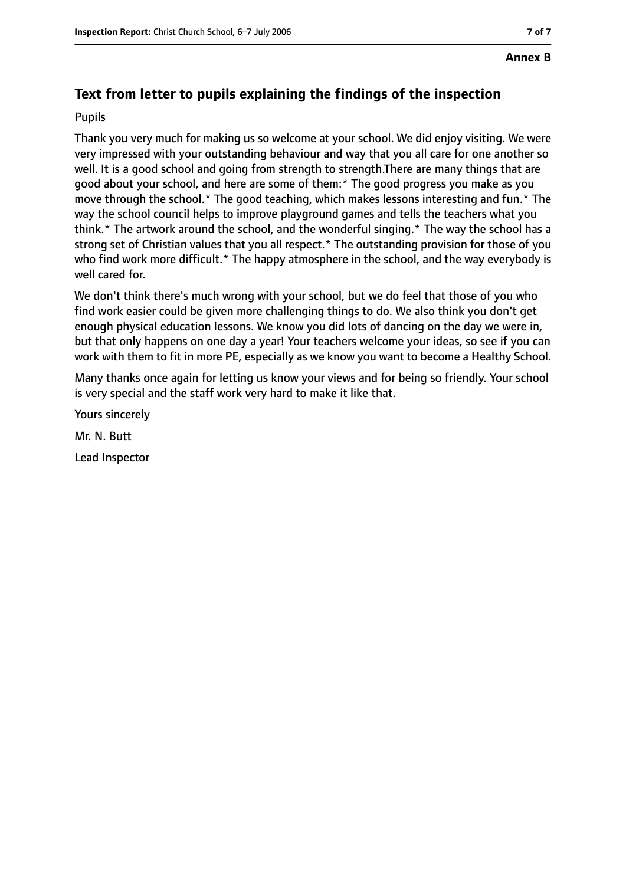**Annex B**

## Text from letter to pupils explaining the findings of the inspection

Pupils

Thank you very much for making us so welcome at your school. We did enjoy visiting. We were very impressed with your outstanding behaviour and way that you all care for one another so well. It is a good school and going from strength to strength.There are many things that are good about your school, and here are some of them:* The good progress you make as you move through the school.* The good teaching, which makes lessons interesting and fun.* The way the school council helps to improve playground games and tells the teachers what you think.* The artwork around the school, and the wonderful singing.* The way the school has a strong set of Christian values that you all respect.* The outstanding provision for those of you who find work more difficult.* The happy atmosphere in the school, and the way everybody is well cared for.

We don't think there's much wrong with your school, but we do feel that those of you who find work easier could be given more challenging things to do. We also think you don't get enough physical education lessons. We know you did lots of dancing on the day we were in, but that only happens on one day a year! Your teachers welcome your ideas, so see if you can work with them to fit in more PE, especially as we know you want to become a Healthy School.

Many thanks once again for letting us know your views and for being so friendly. Your school is very special and the staff work very hard to make it like that.

Yours sincerely

Mr. N. Butt

Lead Inspector